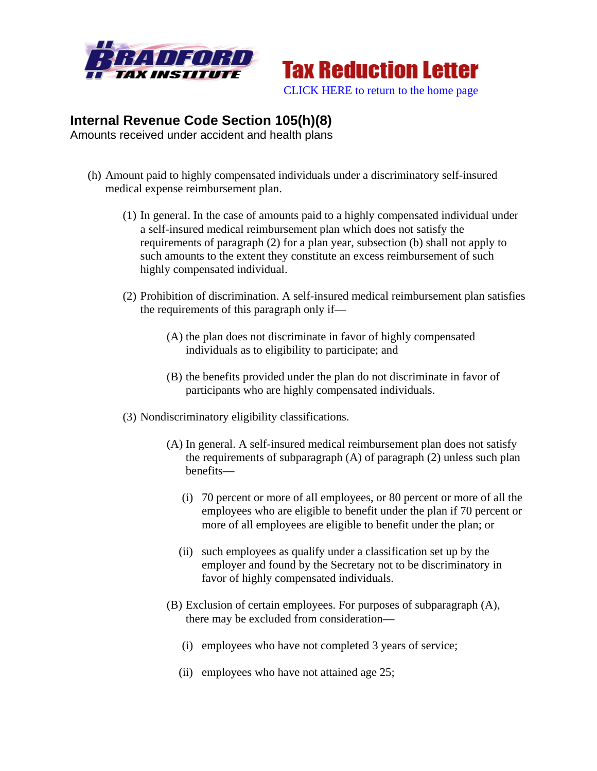Tax Reduction Letter

CLICK HERE to return to the home page

## Internal Revenue Code Section 105(h)(8)

Amounts received under accident and health plans

(h) Amount paid to highly compensated individuals under a discriminatory self-insured medical expense reimbursement plan.

(1) In general. In the case of amounts paid to a highly compensated individual under a self-insured medical reimbursement plan which does not satisfy the requirements of paragraph (2) for a plan year, subsection (b) shall not apply to such amounts to the extent they constitute an excess reimbursement of such highly compensated individual.

(2) Prohibition of discrimination. A self-insured medical reimbursement plan satisfies the requirements of this paragraph only if—

(A) the plan does not discriminate in favor of highly compensated individuals as to eligibility to participate; and

(B) the benefits provided under the plan do not discriminate in favor of participants who are highly compensated individuals.

(3) Nondiscriminatory eligibility classifications.

(A) In general. A self-insured medical reimbursement plan does not satisfy the requirements of subparagraph (A) of paragraph (2) unless such plan benefits—

(i) 70 percent or more of all employees, or 80 percent or more of all the employees who are eligible to benefit under the plan if 70 percent or more of all employees are eligible to benefit under the plan; or

(ii) such employees as qualify under a classification set up by the employer and found by the Secretary not to be discriminatory in favor of highly compensated individuals.

(B) Exclusion of certain employees. For purposes of subparagraph (A), there may be excluded from consideration—

(i) employees who have not completed 3 years of service;

(ii) employees who have not attained age 25;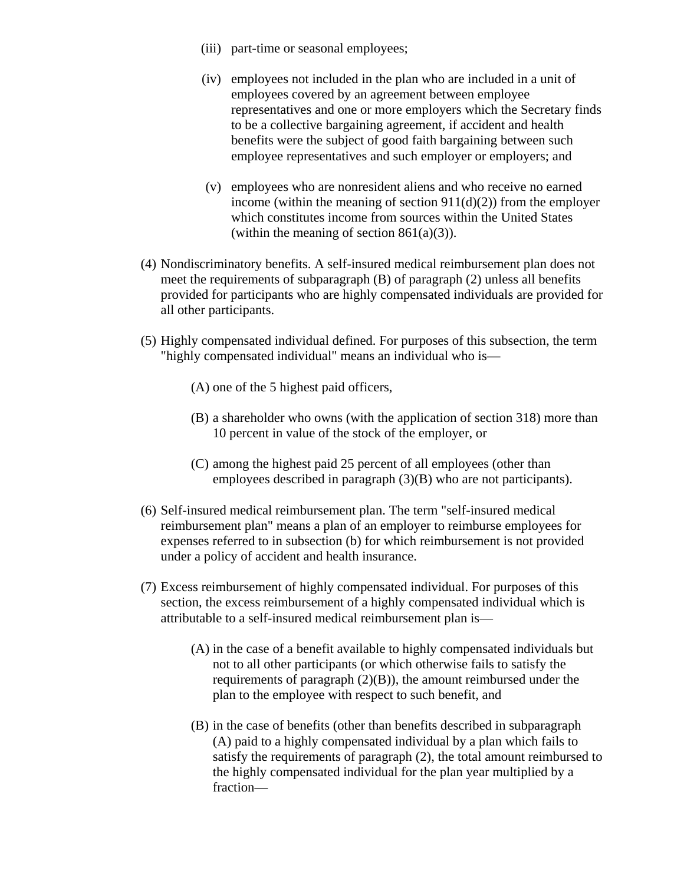(iii) part-time or seasonal employees;

(iv) employees not included in the plan who are included in a unit of employees covered by an agreement between employee representatives and one or more employers which the Secretary finds to be a collective bargaining agreement, if accident and health benefits were the subject of good faith bargaining between such employee representatives and such employer or employers; and

(v) employees who are nonresident aliens and who receive no earned income (within the meaning of section 911(d)(2)) from the employer which constitutes income from sources within the United States (within the meaning of section 861(a)(3)).

(4) Nondiscriminatory benefits. A self-insured medical reimbursement plan does not meet the requirements of subparagraph (B) of paragraph (2) unless all benefits provided for participants who are highly compensated individuals are provided for all other participants.

(5) Highly compensated individual defined. For purposes of this subsection, the term "highly compensated individual" means an individual who is—

(A) one of the 5 highest paid officers,

(B) a shareholder who owns (with the application of section 318) more than 10 percent in value of the stock of the employer, or

(C) among the highest paid 25 percent of all employees (other than employees described in paragraph (3)(B) who are not participants).

(6) Self-insured medical reimbursement plan. The term "self-insured medical reimbursement plan" means a plan of an employer to reimburse employees for expenses referred to in subsection (b) for which reimbursement is not provided under a policy of accident and health insurance.

(7) Excess reimbursement of highly compensated individual. For purposes of this section, the excess reimbursement of a highly compensated individual which is attributable to a self-insured medical reimbursement plan is—

(A) in the case of a benefit available to highly compensated individuals but not to all other participants (or which otherwise fails to satisfy the requirements of paragraph (2)(B)), the amount reimbursed under the plan to the employee with respect to such benefit, and

(B) in the case of benefits (other than benefits described in subparagraph (A) paid to a highly compensated individual by a plan which fails to satisfy the requirements of paragraph (2), the total amount reimbursed to the highly compensated individual for the plan year multiplied by a fraction—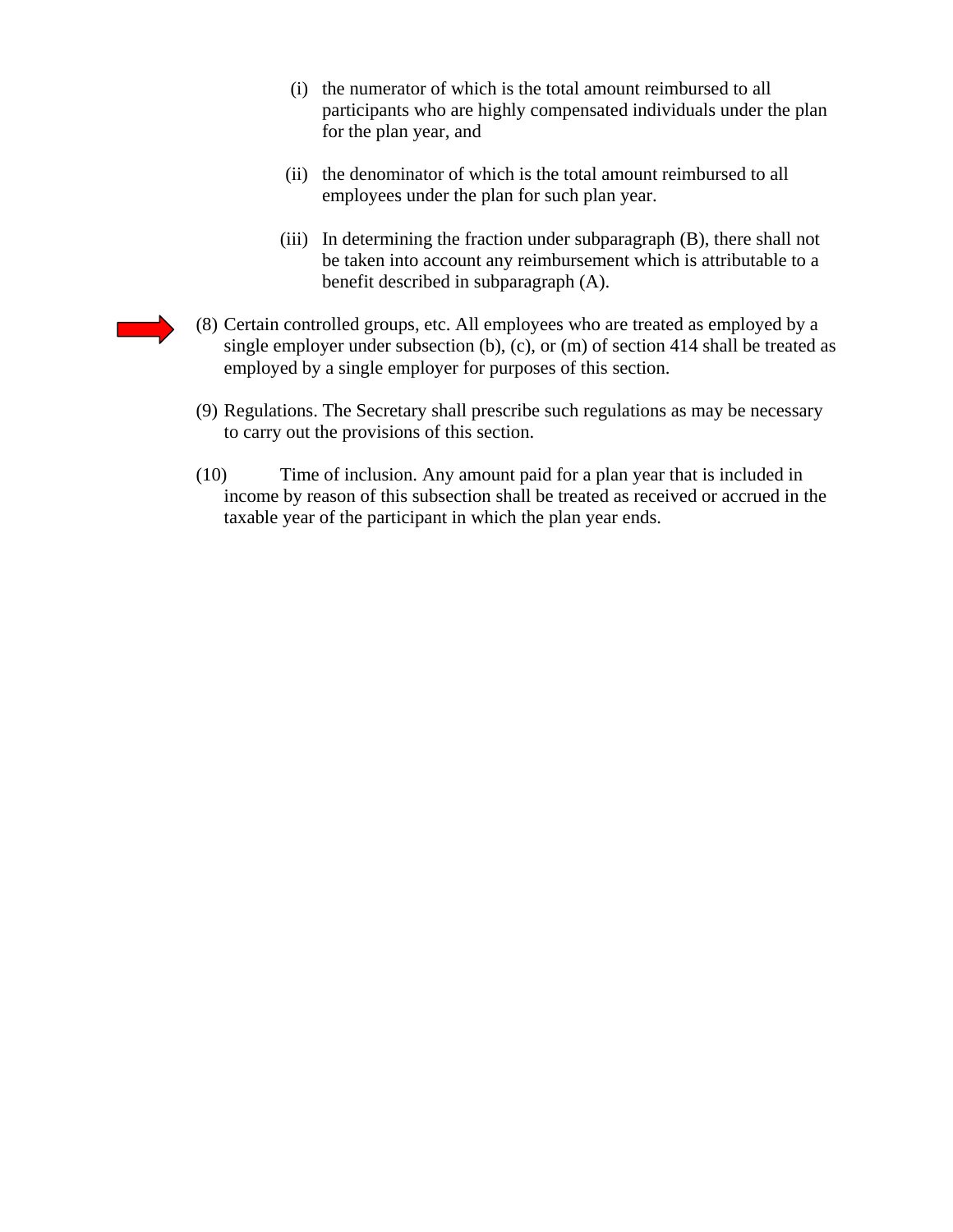(i) the numerator of which is the total amount reimbursed to all participants who are highly compensated individuals under the plan for the plan year, and

(ii) the denominator of which is the total amount reimbursed to all employees under the plan for such plan year.

(iii) In determining the fraction under subparagraph (B), there shall not be taken into account any reimbursement which is attributable to a benefit described in subparagraph (A).

(8) Certain controlled groups, etc. All employees who are treated as employed by a single employer under subsection (b), (c), or (m) of section 414 shall be treated as employed by a single employer for purposes of this section.

(9) Regulations. The Secretary shall prescribe such regulations as may be necessary to carry out the provisions of this section.

(10) Time of inclusion. Any amount paid for a plan year that is included in income by reason of this subsection shall be treated as received or accrued in the taxable year of the participant in which the plan year ends.